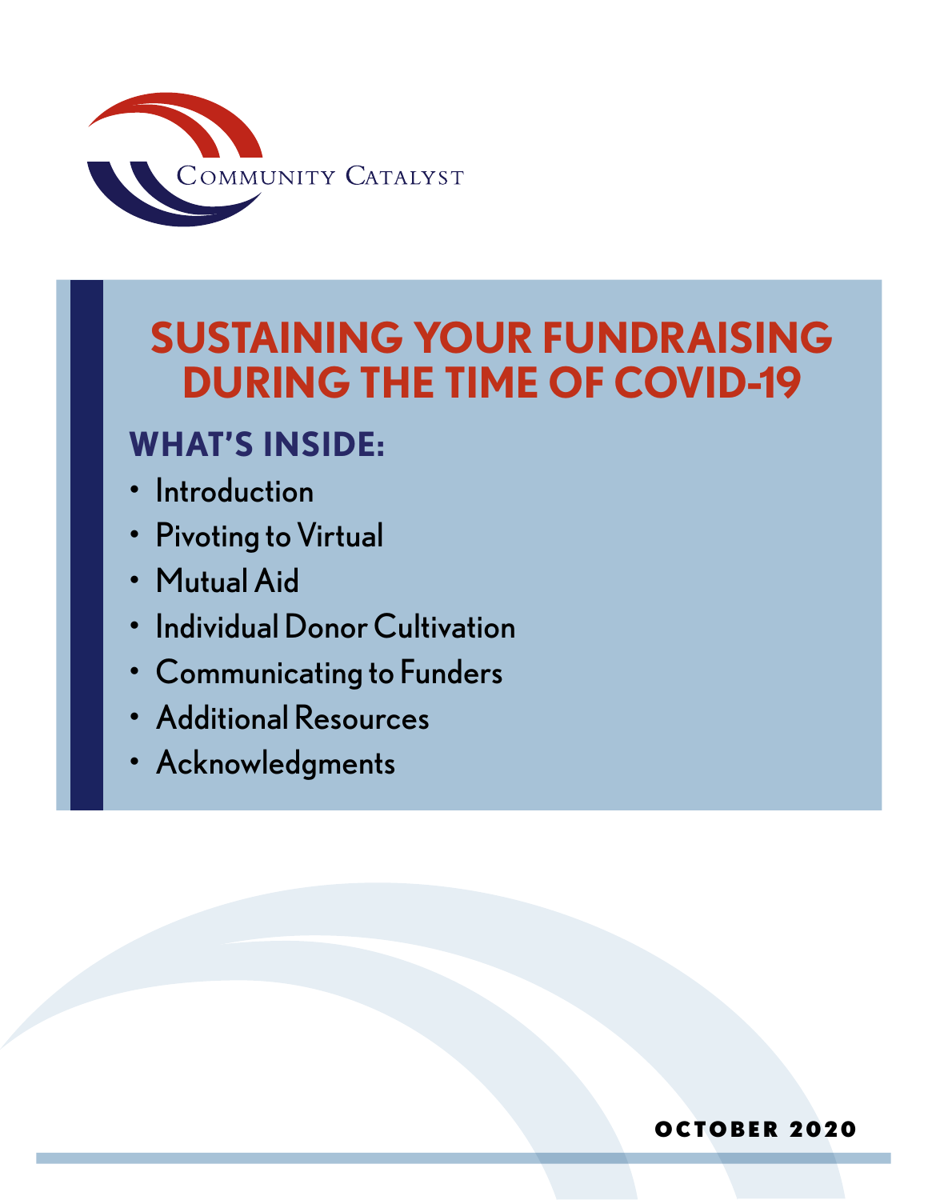Community Catalyst

# SUSTAINING YOUR FUNDRAISING DURING THE TIME OF COVID-19

## WHAT'S INSIDE:

- Introduction
- Pivoting to Virtual
- Mutual Aid
- Individual Donor Cultivation
- Communicating to Funders
- Additional Resources
- Acknowledgments

**OCTOBER 2020**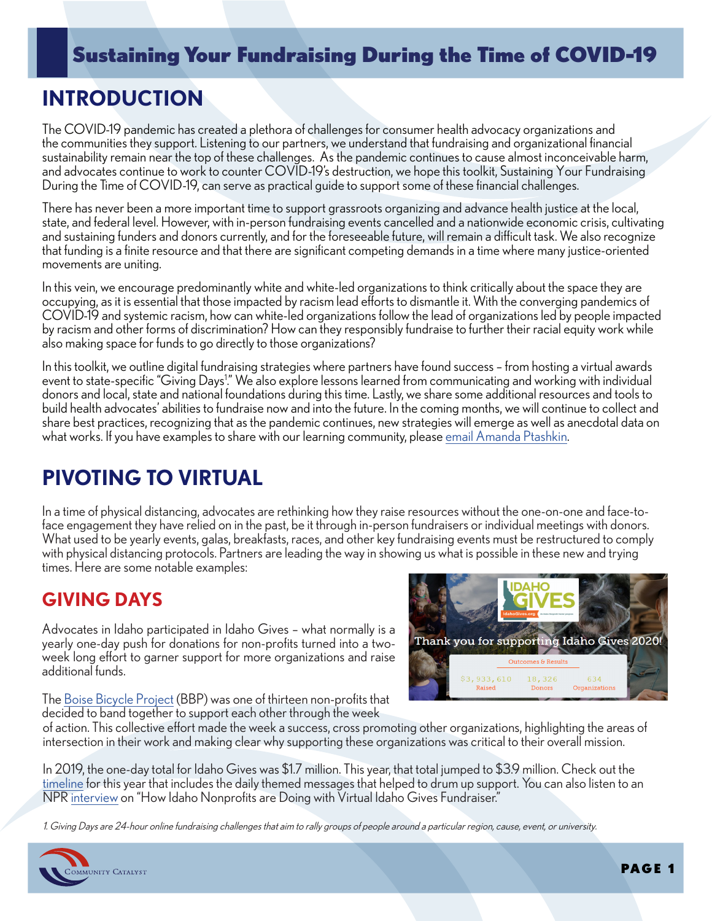# Sustaining Your Fundraising During the Time of COVID-19

## INTRODUCTION

The COVID-19 pandemic has created a plethora of challenges for consumer health advocacy organizations and the communities they support. Listening to our partners, we understand that fundraising and organizational financial sustainability remain near the top of these challenges. As the pandemic continues to cause almost inconceivable harm, and advocates continue to work to counter COVID-19's destruction, we hope this toolkit, Sustaining Your Fundraising During the Time of COVID-19, can serve as practical guide to support some of these financial challenges.

There has never been a more important time to support grassroots organizing and advance health justice at the local, state, and federal level. However, with in-person fundraising events cancelled and a nationwide economic crisis, cultivating and sustaining funders and donors currently, and for the foreseeable future, will remain a difficult task. We also recognize that funding is a finite resource and that there are significant competing demands in a time where many justice-oriented movements are uniting.

In this vein, we encourage predominantly white and white-led organizations to think critically about the space they are occupying, as it is essential that those impacted by racism lead efforts to dismantle it. With the converging pandemics of COVID-19 and systemic racism, how can white-led organizations follow the lead of organizations led by people impacted by racism and other forms of discrimination? How can they responsibly fundraise to further their racial equity work while also making space for funds to go directly to those organizations?

In this toolkit, we outline digital fundraising strategies where partners have found success – from hosting a virtual awards event to state-specific "Giving Days[1]." We also explore lessons learned from communicating and working with individual donors and local, state and national foundations during this time. Lastly, we share some additional resources and tools to build health advocates' abilities to fundraise now and into the future. In the coming months, we will continue to collect and share best practices, recognizing that as the pandemic continues, new strategies will emerge as well as anecdotal data on what works. If you have examples to share with our learning community, please email Amanda Ptashkin.

## PIVOTING TO VIRTUAL

In a time of physical distancing, advocates are rethinking how they raise resources without the one-on-one and face-to-face engagement they have relied on in the past, be it through in-person fundraisers or individual meetings with donors. What used to be yearly events, galas, breakfasts, races, and other key fundraising events must be restructured to comply with physical distancing protocols. Partners are leading the way in showing us what is possible in these new and trying times. Here are some notable examples:

### GIVING DAYS

Advocates in Idaho participated in Idaho Gives – what normally is a yearly one-day push for donations for non-profits turned into a two-week long effort to garner support for more organizations and raise additional funds.

Thank you for supporting Idaho Gives 2020!

| Outcomes & Results | | |
|---|---|---|
| $3,933,610 | 18,326 | 634 |
| Raised | Donors | Organizations |

The Boise Bicycle Project (BBP) was one of thirteen non-profits that decided to band together to support each other through the week of action. This collective effort made the week a success, cross promoting other organizations, highlighting the areas of intersection in their work and making clear why supporting these organizations was critical to their overall mission.

In 2019, the one-day total for Idaho Gives was $1.7 million. This year, that total jumped to $3.9 million. Check out the timeline for this year that includes the daily themed messages that helped to drum up support. You can also listen to an NPR interview on "How Idaho Nonprofits are Doing with Virtual Idaho Gives Fundraiser."

*1. Giving Days are 24-hour online fundraising challenges that aim to rally groups of people around a particular region, cause, event, or university.*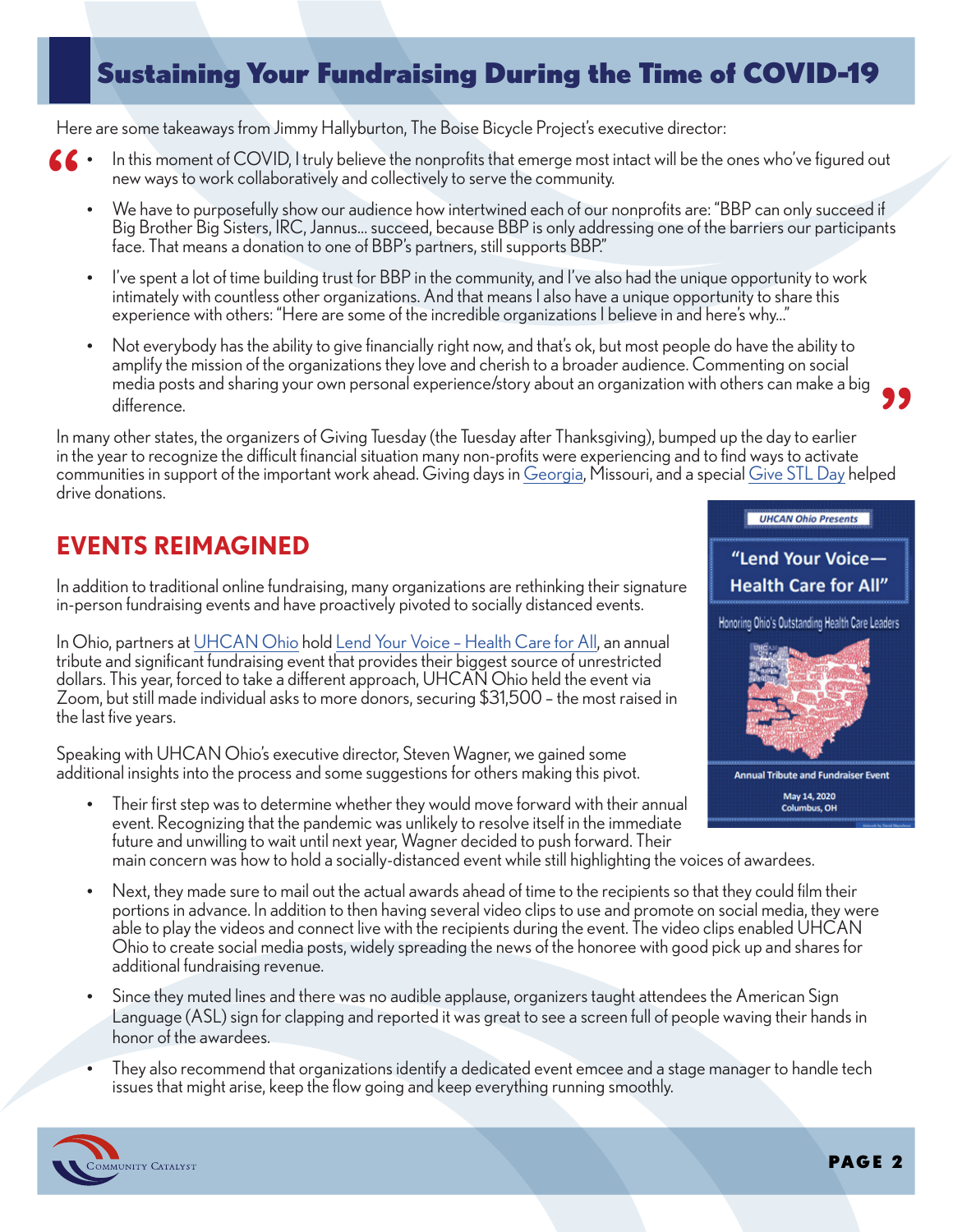## Sustaining Your Fundraising During the Time of COVID-19

Here are some takeaways from Jimmy Hallyburton, The Boise Bicycle Project's executive director:

> - In this moment of COVID, I truly believe the nonprofits that emerge most intact will be the ones who've figured out new ways to work collaboratively and collectively to serve the community.
> - We have to purposefully show our audience how intertwined each of our nonprofits are: "BBP can only succeed if Big Brother Big Sisters, IRC, Jannus... succeed, because BBP is only addressing one of the barriers our participants face. That means a donation to one of BBP's partners, still supports BBP."
> - I've spent a lot of time building trust for BBP in the community, and I've also had the unique opportunity to work intimately with countless other organizations. And that means I also have a unique opportunity to share this experience with others: "Here are some of the incredible organizations I believe in and here's why..."
> - Not everybody has the ability to give financially right now, and that's ok, but most people do have the ability to amplify the mission of the organizations they love and cherish to a broader audience. Commenting on social media posts and sharing your own personal experience/story about an organization with others can make a big difference.

In many other states, the organizers of Giving Tuesday (the Tuesday after Thanksgiving), bumped up the day to earlier in the year to recognize the difficult financial situation many non-profits were experiencing and to find ways to activate communities in support of the important work ahead. Giving days in Georgia, Missouri, and a special Give STL Day helped drive donations.

## EVENTS REIMAGINED

In addition to traditional online fundraising, many organizations are rethinking their signature in-person fundraising events and have proactively pivoted to socially distanced events.

In Ohio, partners at UHCAN Ohio hold Lend Your Voice – Health Care for All, an annual tribute and significant fundraising event that provides their biggest source of unrestricted dollars. This year, forced to take a different approach, UHCAN Ohio held the event via Zoom, but still made individual asks to more donors, securing $31,500 – the most raised in the last five years.

UHCAN Ohio Presents
"Lend Your Voice— Health Care for All"
Honoring Ohio's Outstanding Health Care Leaders
Annual Tribute and Fundraiser Event
May 14, 2020
Columbus, OH

Speaking with UHCAN Ohio's executive director, Steven Wagner, we gained some additional insights into the process and some suggestions for others making this pivot.

- Their first step was to determine whether they would move forward with their annual event. Recognizing that the pandemic was unlikely to resolve itself in the immediate future and unwilling to wait until next year, Wagner decided to push forward. Their main concern was how to hold a socially-distanced event while still highlighting the voices of awardees.
- Next, they made sure to mail out the actual awards ahead of time to the recipients so that they could film their portions in advance. In addition to then having several video clips to use and promote on social media, they were able to play the videos and connect live with the recipients during the event. The video clips enabled UHCAN Ohio to create social media posts, widely spreading the news of the honoree with good pick up and shares for additional fundraising revenue.
- Since they muted lines and there was no audible applause, organizers taught attendees the American Sign Language (ASL) sign for clapping and reported it was great to see a screen full of people waving their hands in honor of the awardees.
- They also recommend that organizations identify a dedicated event emcee and a stage manager to handle tech issues that might arise, keep the flow going and keep everything running smoothly.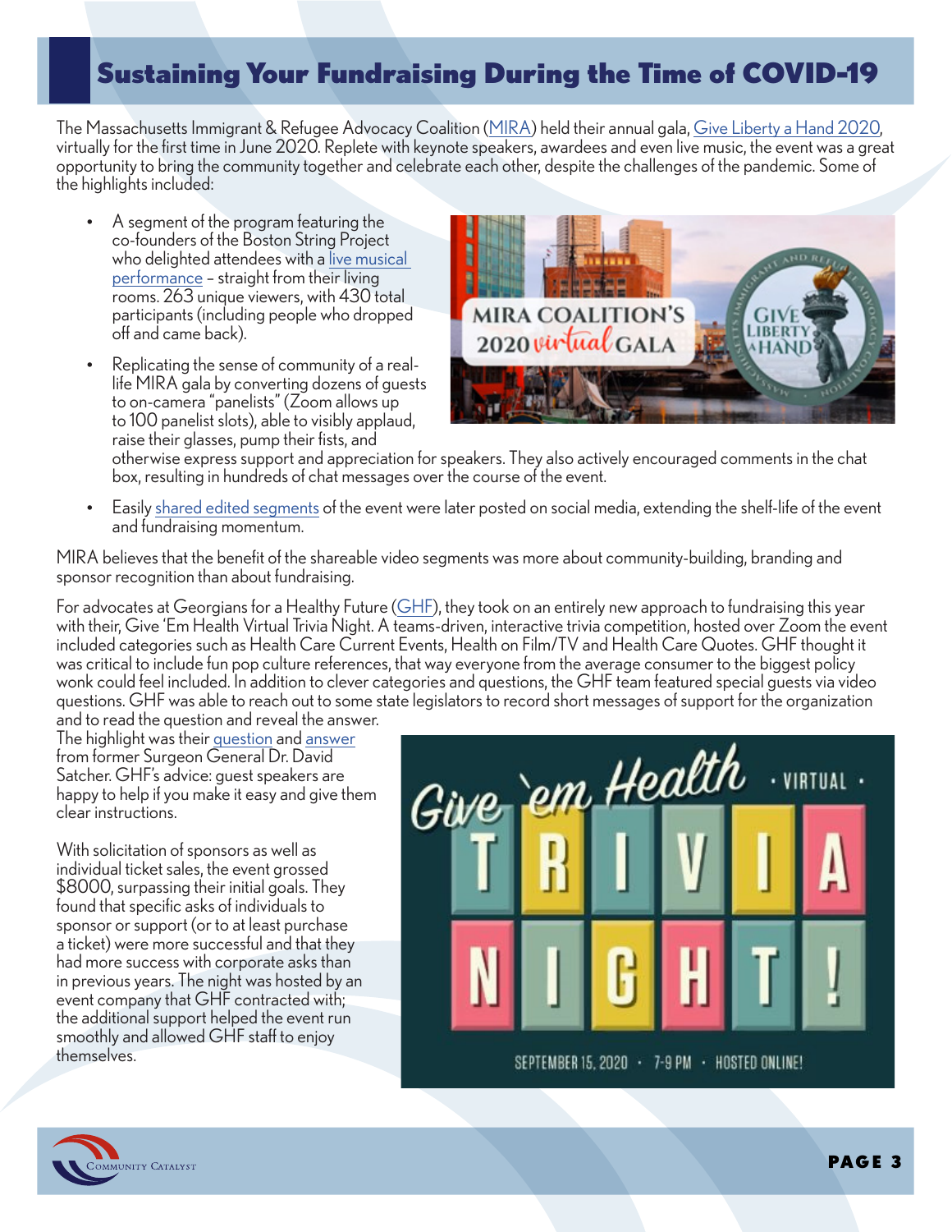# Sustaining Your Fundraising During the Time of COVID-19

The Massachusetts Immigrant & Refugee Advocacy Coalition (MIRA) held their annual gala, Give Liberty a Hand 2020, virtually for the first time in June 2020. Replete with keynote speakers, awardees and even live music, the event was a great opportunity to bring the community together and celebrate each other, despite the challenges of the pandemic. Some of the highlights included:

- A segment of the program featuring the co-founders of the Boston String Project who delighted attendees with a live musical performance – straight from their living rooms. 263 unique viewers, with 430 total participants (including people who dropped off and came back).
- Replicating the sense of community of a real-life MIRA gala by converting dozens of guests to on-camera "panelists" (Zoom allows up to 100 panelist slots), able to visibly applaud, raise their glasses, pump their fists, and otherwise express support and appreciation for speakers. They also actively encouraged comments in the chat box, resulting in hundreds of chat messages over the course of the event.
- Easily shared edited segments of the event were later posted on social media, extending the shelf-life of the event and fundraising momentum.

MIRA believes that the benefit of the shareable video segments was more about community-building, branding and sponsor recognition than about fundraising.

For advocates at Georgians for a Healthy Future (GHF), they took on an entirely new approach to fundraising this year with their, Give 'Em Health Virtual Trivia Night. A teams-driven, interactive trivia competition, hosted over Zoom the event included categories such as Health Care Current Events, Health on Film/TV and Health Care Quotes. GHF thought it was critical to include fun pop culture references, that way everyone from the average consumer to the biggest policy wonk could feel included. In addition to clever categories and questions, the GHF team featured special guests via video questions. GHF was able to reach out to some state legislators to record short messages of support for the organization and to read the question and reveal the answer.

The highlight was their question and answer from former Surgeon General Dr. David Satcher. GHF's advice: guest speakers are happy to help if you make it easy and give them clear instructions.

With solicitation of sponsors as well as individual ticket sales, the event grossed $8000, surpassing their initial goals. They found that specific asks of individuals to sponsor or support (or to at least purchase a ticket) were more successful and that they had more success with corporate asks than in previous years. The night was hosted by an event company that GHF contracted with; the additional support helped the event run smoothly and allowed GHF staff to enjoy themselves.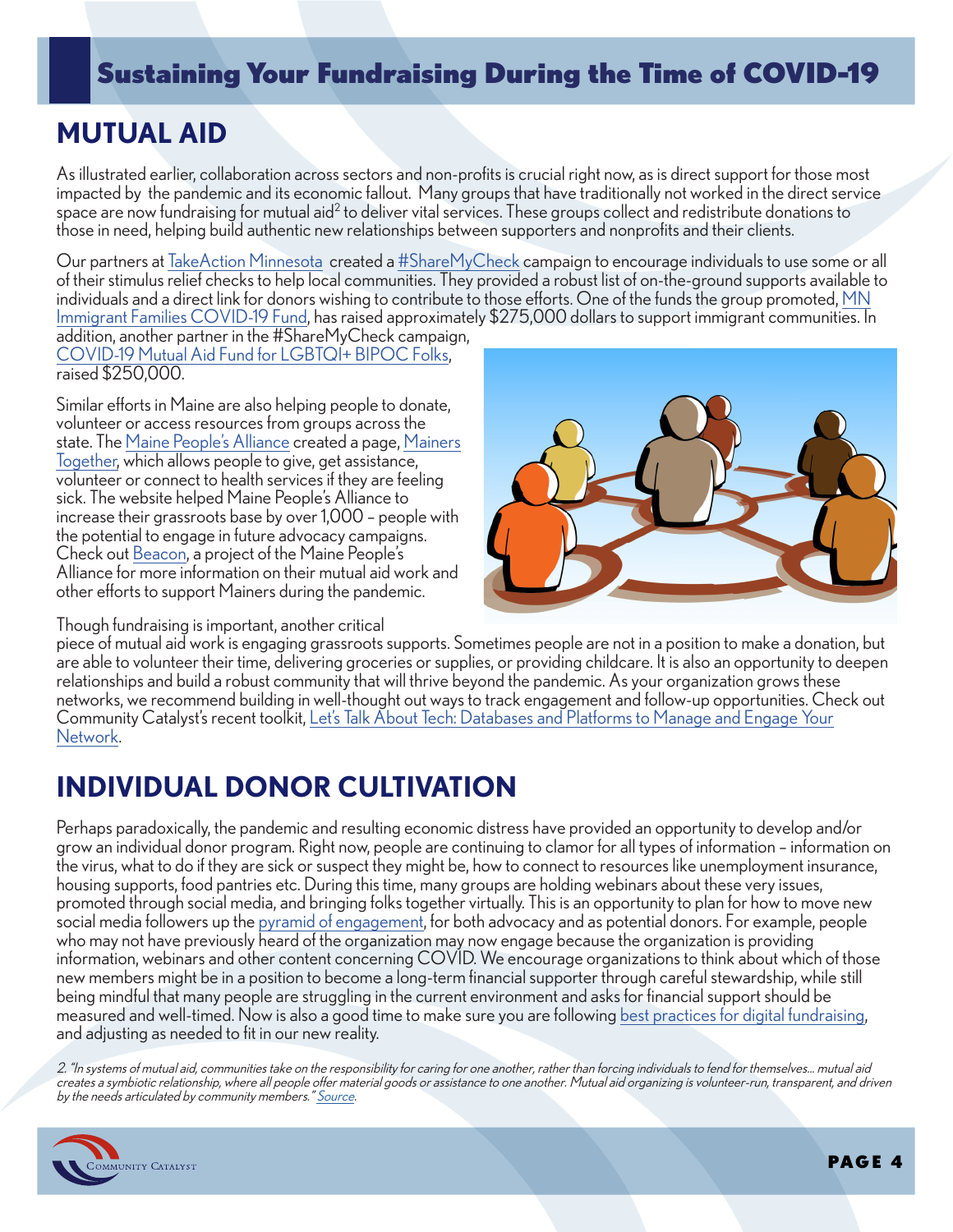## MUTUAL AID

As illustrated earlier, collaboration across sectors and non-profits is crucial right now, as is direct support for those most impacted by the pandemic and its economic fallout. Many groups that have traditionally not worked in the direct service space are now fundraising for mutual aid[2] to deliver vital services. These groups collect and redistribute donations to those in need, helping build authentic new relationships between supporters and nonprofits and their clients.

Our partners at TakeAction Minnesota created a #ShareMyCheck campaign to encourage individuals to use some or all of their stimulus relief checks to help local communities. They provided a robust list of on-the-ground supports available to individuals and a direct link for donors wishing to contribute to those efforts. One of the funds the group promoted, MN Immigrant Families COVID-19 Fund, has raised approximately $275,000 dollars to support immigrant communities. In addition, another partner in the #ShareMyCheck campaign, COVID-19 Mutual Aid Fund for LGBTQI+ BIPOC Folks, raised $250,000.

Similar efforts in Maine are also helping people to donate, volunteer or access resources from groups across the state. The Maine People's Alliance created a page, Mainers Together, which allows people to give, get assistance, volunteer or connect to health services if they are feeling sick. The website helped Maine People's Alliance to increase their grassroots base by over 1,000 – people with the potential to engage in future advocacy campaigns. Check out Beacon, a project of the Maine People's Alliance for more information on their mutual aid work and other efforts to support Mainers during the pandemic.

Though fundraising is important, another critical piece of mutual aid work is engaging grassroots supports. Sometimes people are not in a position to make a donation, but are able to volunteer their time, delivering groceries or supplies, or providing childcare. It is also an opportunity to deepen relationships and build a robust community that will thrive beyond the pandemic. As your organization grows these networks, we recommend building in well-thought out ways to track engagement and follow-up opportunities. Check out Community Catalyst's recent toolkit, Let's Talk About Tech: Databases and Platforms to Manage and Engage Your Network.

## INDIVIDUAL DONOR CULTIVATION

Perhaps paradoxically, the pandemic and resulting economic distress have provided an opportunity to develop and/or grow an individual donor program. Right now, people are continuing to clamor for all types of information – information on the virus, what to do if they are sick or suspect they might be, how to connect to resources like unemployment insurance, housing supports, food pantries etc. During this time, many groups are holding webinars about these very issues, promoted through social media, and bringing folks together virtually. This is an opportunity to plan for how to move new social media followers up the pyramid of engagement, for both advocacy and as potential donors. For example, people who may not have previously heard of the organization may now engage because the organization is providing information, webinars and other content concerning COVID. We encourage organizations to think about which of those new members might be in a position to become a long-term financial supporter through careful stewardship, while still being mindful that many people are struggling in the current environment and asks for financial support should be measured and well-timed. Now is also a good time to make sure you are following best practices for digital fundraising, and adjusting as needed to fit in our new reality.

*2. "In systems of mutual aid, communities take on the responsibility for caring for one another, rather than forcing individuals to fend for themselves... mutual aid creates a symbiotic relationship, where all people offer material goods or assistance to one another. Mutual aid organizing is volunteer-run, transparent, and driven by the needs articulated by community members." Source.*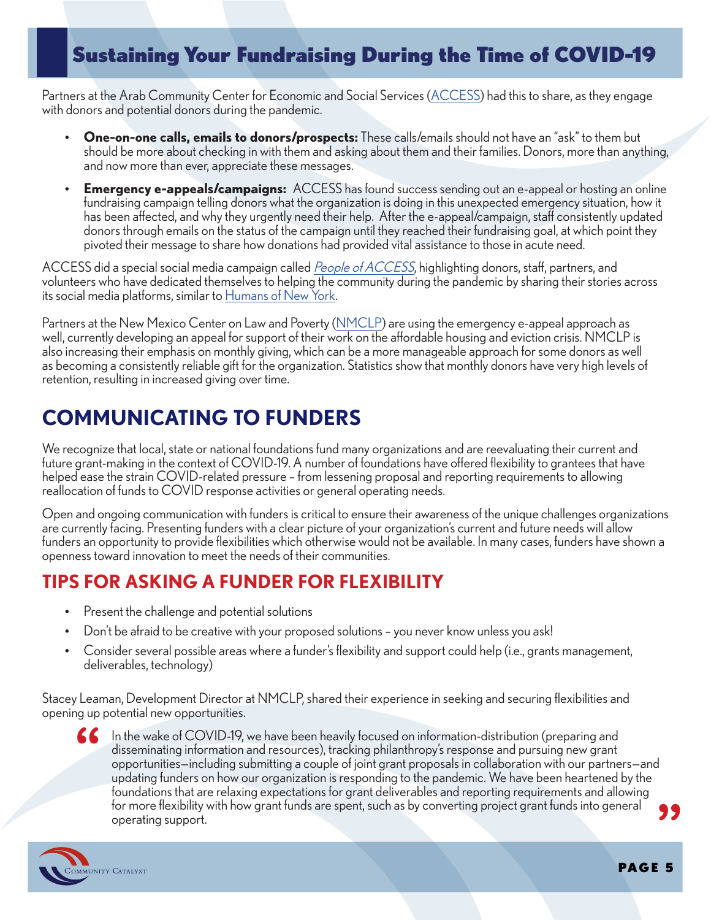# Sustaining Your Fundraising During the Time of COVID-19

Partners at the Arab Community Center for Economic and Social Services (ACCESS) had this to share, as they engage with donors and potential donors during the pandemic.

- **One-on-one calls, emails to donors/prospects:** These calls/emails should not have an "ask" to them but should be more about checking in with them and asking about them and their families. Donors, more than anything, and now more than ever, appreciate these messages.
- **Emergency e-appeals/campaigns:** ACCESS has found success sending out an e-appeal or hosting an online fundraising campaign telling donors what the organization is doing in this unexpected emergency situation, how it has been affected, and why they urgently need their help. After the e-appeal/campaign, staff consistently updated donors through emails on the status of the campaign until they reached their fundraising goal, at which point they pivoted their message to share how donations had provided vital assistance to those in acute need.

ACCESS did a special social media campaign called *People of ACCESS*, highlighting donors, staff, partners, and volunteers who have dedicated themselves to helping the community during the pandemic by sharing their stories across its social media platforms, similar to Humans of New York.

Partners at the New Mexico Center on Law and Poverty (NMCLP) are using the emergency e-appeal approach as well, currently developing an appeal for support of their work on the affordable housing and eviction crisis. NMCLP is also increasing their emphasis on monthly giving, which can be a more manageable approach for some donors as well as becoming a consistently reliable gift for the organization. Statistics show that monthly donors have very high levels of retention, resulting in increased giving over time.

## COMMUNICATING TO FUNDERS

We recognize that local, state or national foundations fund many organizations and are reevaluating their current and future grant-making in the context of COVID-19. A number of foundations have offered flexibility to grantees that have helped ease the strain COVID-related pressure – from lessening proposal and reporting requirements to allowing reallocation of funds to COVID response activities or general operating needs.

Open and ongoing communication with funders is critical to ensure their awareness of the unique challenges organizations are currently facing. Presenting funders with a clear picture of your organization's current and future needs will allow funders an opportunity to provide flexibilities which otherwise would not be available. In many cases, funders have shown a openness toward innovation to meet the needs of their communities.

### TIPS FOR ASKING A FUNDER FOR FLEXIBILITY

- Present the challenge and potential solutions
- Don't be afraid to be creative with your proposed solutions – you never know unless you ask!
- Consider several possible areas where a funder's flexibility and support could help (i.e., grants management, deliverables, technology)

Stacey Leaman, Development Director at NMCLP, shared their experience in seeking and securing flexibilities and opening up potential new opportunities.

> "In the wake of COVID-19, we have been heavily focused on information-distribution (preparing and disseminating information and resources), tracking philanthropy's response and pursuing new grant opportunities—including submitting a couple of joint grant proposals in collaboration with our partners—and updating funders on how our organization is responding to the pandemic. We have been heartened by the foundations that are relaxing expectations for grant deliverables and reporting requirements and allowing for more flexibility with how grant funds are spent, such as by converting project grant funds into general operating support."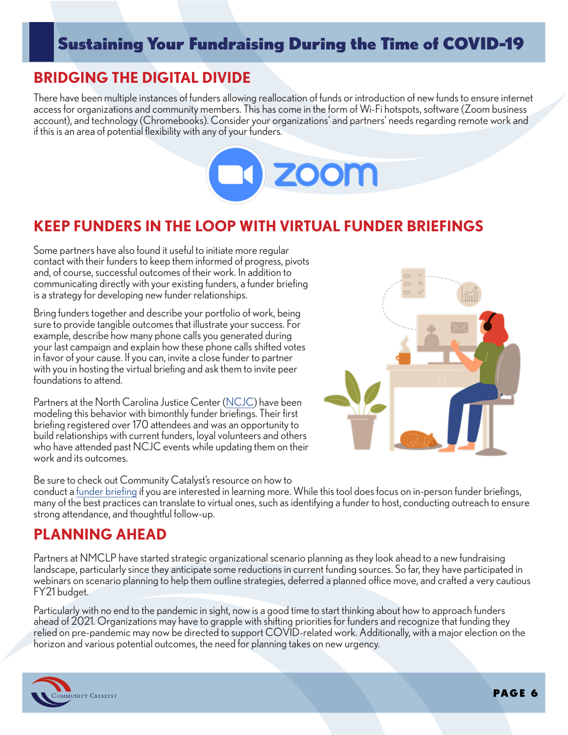## BRIDGING THE DIGITAL DIVIDE

There have been multiple instances of funders allowing reallocation of funds or introduction of new funds to ensure internet access for organizations and community members. This has come in the form of Wi-Fi hotspots, software (Zoom business account), and technology (Chromebooks). Consider your organizations' and partners' needs regarding remote work and if this is an area of potential flexibility with any of your funders.

## KEEP FUNDERS IN THE LOOP WITH VIRTUAL FUNDER BRIEFINGS

Some partners have also found it useful to initiate more regular contact with their funders to keep them informed of progress, pivots and, of course, successful outcomes of their work. In addition to communicating directly with your existing funders, a funder briefing is a strategy for developing new funder relationships.

Bring funders together and describe your portfolio of work, being sure to provide tangible outcomes that illustrate your success. For example, describe how many phone calls you generated during your last campaign and explain how these phone calls shifted votes in favor of your cause. If you can, invite a close funder to partner with you in hosting the virtual briefing and ask them to invite peer foundations to attend.

Partners at the North Carolina Justice Center (NCJC) have been modeling this behavior with bimonthly funder briefings. Their first briefing registered over 170 attendees and was an opportunity to build relationships with current funders, loyal volunteers and others who have attended past NCJC events while updating them on their work and its outcomes.

Be sure to check out Community Catalyst's resource on how to conduct a funder briefing if you are interested in learning more. While this tool does focus on in-person funder briefings, many of the best practices can translate to virtual ones, such as identifying a funder to host, conducting outreach to ensure strong attendance, and thoughtful follow-up.

## PLANNING AHEAD

Partners at NMCLP have started strategic organizational scenario planning as they look ahead to a new fundraising landscape, particularly since they anticipate some reductions in current funding sources. So far, they have participated in webinars on scenario planning to help them outline strategies, deferred a planned office move, and crafted a very cautious FY21 budget.

Particularly with no end to the pandemic in sight, now is a good time to start thinking about how to approach funders ahead of 2021. Organizations may have to grapple with shifting priorities for funders and recognize that funding they relied on pre-pandemic may now be directed to support COVID-related work. Additionally, with a major election on the horizon and various potential outcomes, the need for planning takes on new urgency.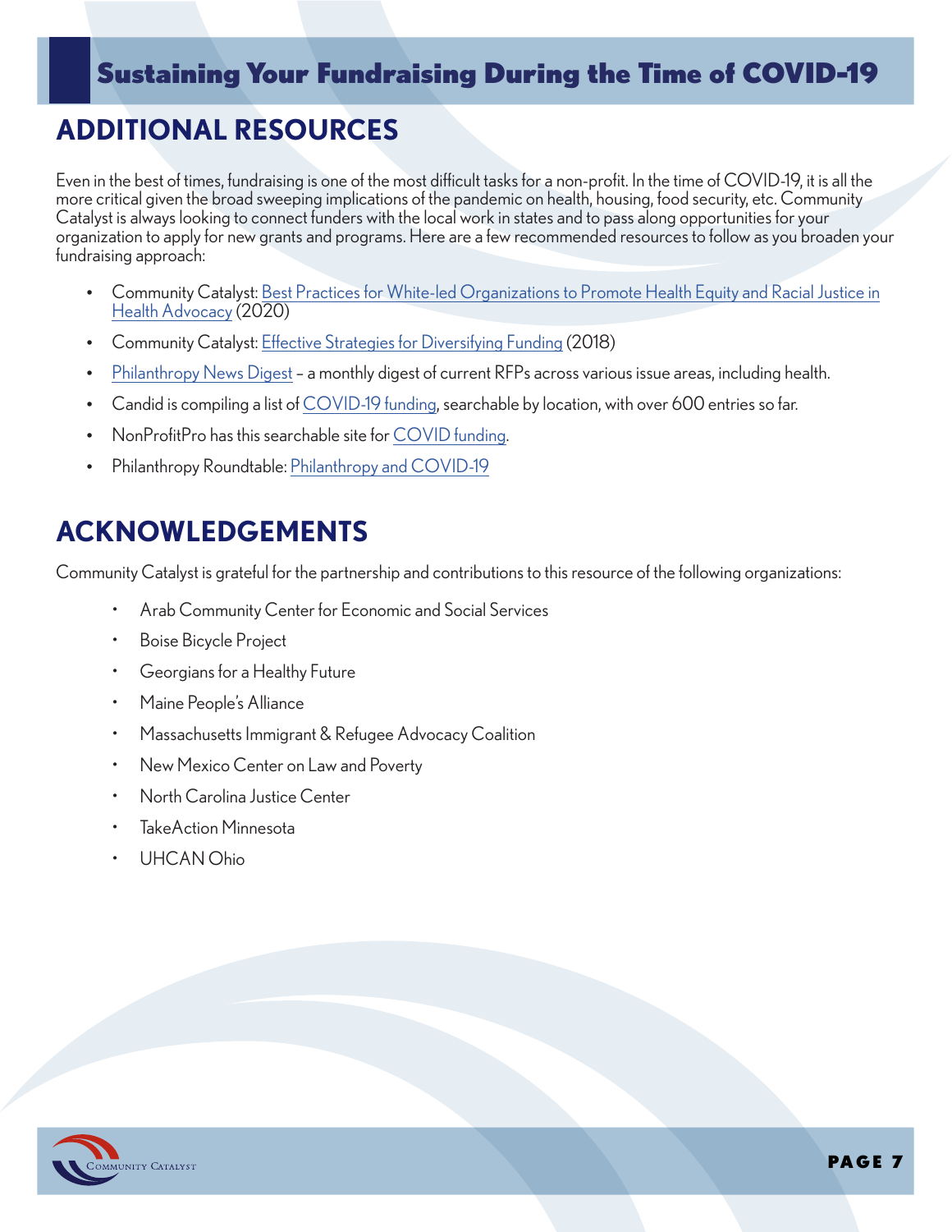## ADDITIONAL RESOURCES

Even in the best of times, fundraising is one of the most difficult tasks for a non-profit. In the time of COVID-19, it is all the more critical given the broad sweeping implications of the pandemic on health, housing, food security, etc. Community Catalyst is always looking to connect funders with the local work in states and to pass along opportunities for your organization to apply for new grants and programs. Here are a few recommended resources to follow as you broaden your fundraising approach:

- Community Catalyst: Best Practices for White-led Organizations to Promote Health Equity and Racial Justice in Health Advocacy (2020)
- Community Catalyst: Effective Strategies for Diversifying Funding (2018)
- Philanthropy News Digest – a monthly digest of current RFPs across various issue areas, including health.
- Candid is compiling a list of COVID-19 funding, searchable by location, with over 600 entries so far.
- NonProfitPro has this searchable site for COVID funding.
- Philanthropy Roundtable: Philanthropy and COVID-19

## ACKNOWLEDGEMENTS

Community Catalyst is grateful for the partnership and contributions to this resource of the following organizations:

- Arab Community Center for Economic and Social Services
- Boise Bicycle Project
- Georgians for a Healthy Future
- Maine People's Alliance
- Massachusetts Immigrant & Refugee Advocacy Coalition
- New Mexico Center on Law and Poverty
- North Carolina Justice Center
- TakeAction Minnesota
- UHCAN Ohio